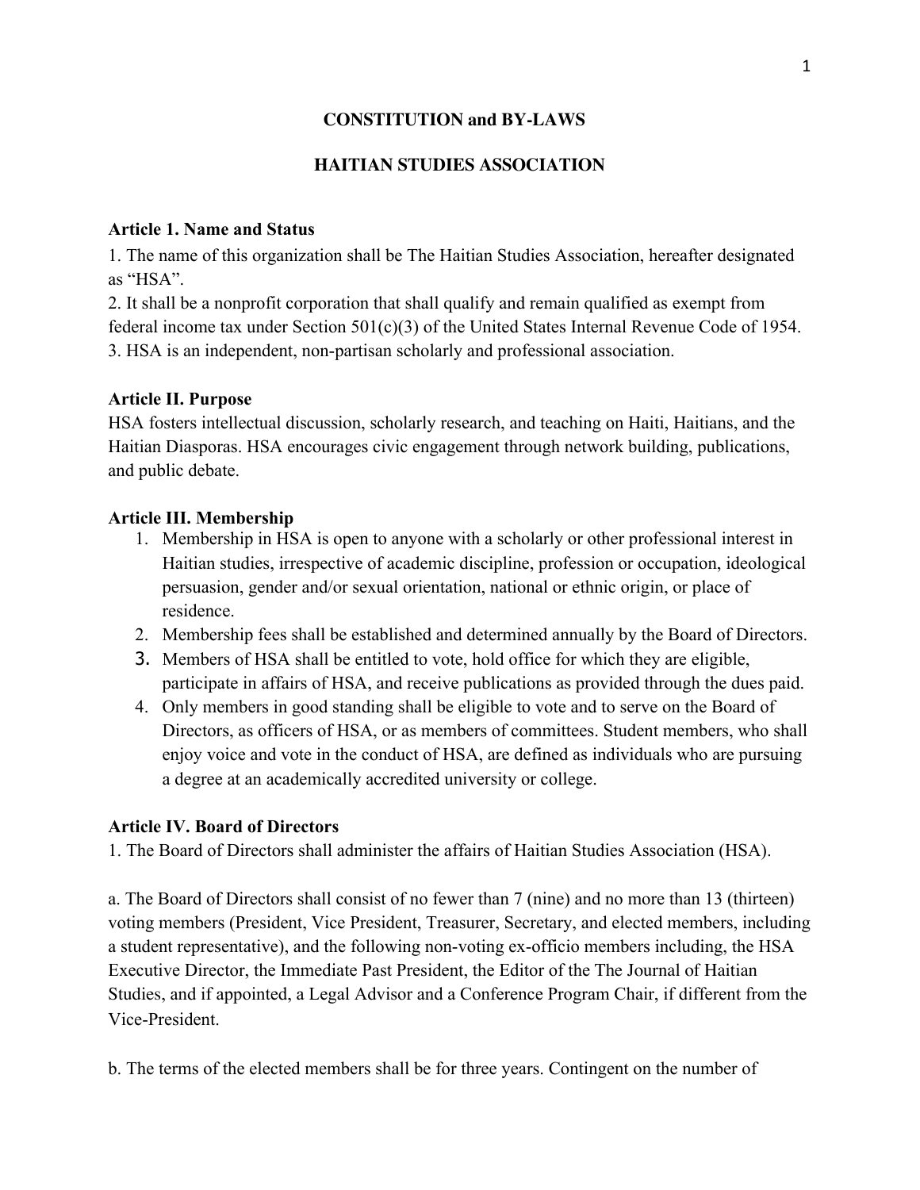# CONSTITUTION and BY-LAWS

# HAITIAN STUDIES ASSOCIATION

## Article 1. Name and Status

1. The name of this organization shall be The Haitian Studies Association, hereafter designated as "HSA".
2. It shall be a nonprofit corporation that shall qualify and remain qualified as exempt from federal income tax under Section 501(c)(3) of the United States Internal Revenue Code of 1954.
3. HSA is an independent, non-partisan scholarly and professional association.

## Article II. Purpose

HSA fosters intellectual discussion, scholarly research, and teaching on Haiti, Haitians, and the Haitian Diasporas. HSA encourages civic engagement through network building, publications, and public debate.

## Article III. Membership

1. Membership in HSA is open to anyone with a scholarly or other professional interest in Haitian studies, irrespective of academic discipline, profession or occupation, ideological persuasion, gender and/or sexual orientation, national or ethnic origin, or place of residence.
2. Membership fees shall be established and determined annually by the Board of Directors.
3. Members of HSA shall be entitled to vote, hold office for which they are eligible, participate in affairs of HSA, and receive publications as provided through the dues paid.
4. Only members in good standing shall be eligible to vote and to serve on the Board of Directors, as officers of HSA, or as members of committees. Student members, who shall enjoy voice and vote in the conduct of HSA, are defined as individuals who are pursuing a degree at an academically accredited university or college.

## Article IV. Board of Directors

1. The Board of Directors shall administer the affairs of Haitian Studies Association (HSA).

a. The Board of Directors shall consist of no fewer than 7 (nine) and no more than 13 (thirteen) voting members (President, Vice President, Treasurer, Secretary, and elected members, including a student representative), and the following non-voting ex-officio members including, the HSA Executive Director, the Immediate Past President, the Editor of the The Journal of Haitian Studies, and if appointed, a Legal Advisor and a Conference Program Chair, if different from the Vice-President.

b. The terms of the elected members shall be for three years. Contingent on the number of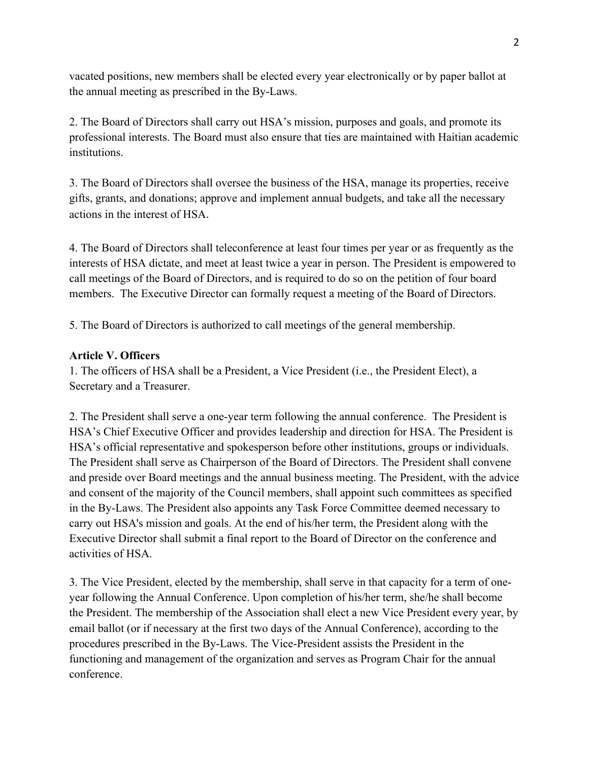vacated positions, new members shall be elected every year electronically or by paper ballot at the annual meeting as prescribed in the By-Laws.

2. The Board of Directors shall carry out HSA's mission, purposes and goals, and promote its professional interests. The Board must also ensure that ties are maintained with Haitian academic institutions.

3. The Board of Directors shall oversee the business of the HSA, manage its properties, receive gifts, grants, and donations; approve and implement annual budgets, and take all the necessary actions in the interest of HSA.

4. The Board of Directors shall teleconference at least four times per year or as frequently as the interests of HSA dictate, and meet at least twice a year in person. The President is empowered to call meetings of the Board of Directors, and is required to do so on the petition of four board members. The Executive Director can formally request a meeting of the Board of Directors.

5. The Board of Directors is authorized to call meetings of the general membership.

**Article V. Officers**

1. The officers of HSA shall be a President, a Vice President (i.e., the President Elect), a Secretary and a Treasurer.

2. The President shall serve a one-year term following the annual conference. The President is HSA's Chief Executive Officer and provides leadership and direction for HSA. The President is HSA's official representative and spokesperson before other institutions, groups or individuals. The President shall serve as Chairperson of the Board of Directors. The President shall convene and preside over Board meetings and the annual business meeting. The President, with the advice and consent of the majority of the Council members, shall appoint such committees as specified in the By-Laws. The President also appoints any Task Force Committee deemed necessary to carry out HSA's mission and goals. At the end of his/her term, the President along with the Executive Director shall submit a final report to the Board of Director on the conference and activities of HSA.

3. The Vice President, elected by the membership, shall serve in that capacity for a term of one-year following the Annual Conference. Upon completion of his/her term, she/he shall become the President. The membership of the Association shall elect a new Vice President every year, by email ballot (or if necessary at the first two days of the Annual Conference), according to the procedures prescribed in the By-Laws. The Vice-President assists the President in the functioning and management of the organization and serves as Program Chair for the annual conference.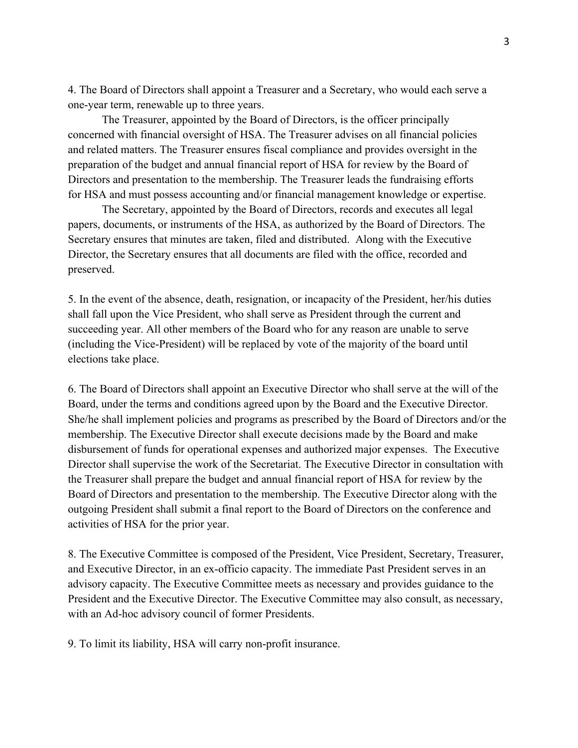4. The Board of Directors shall appoint a Treasurer and a Secretary, who would each serve a one-year term, renewable up to three years.

The Treasurer, appointed by the Board of Directors, is the officer principally concerned with financial oversight of HSA. The Treasurer advises on all financial policies and related matters. The Treasurer ensures fiscal compliance and provides oversight in the preparation of the budget and annual financial report of HSA for review by the Board of Directors and presentation to the membership. The Treasurer leads the fundraising efforts for HSA and must possess accounting and/or financial management knowledge or expertise.

The Secretary, appointed by the Board of Directors, records and executes all legal papers, documents, or instruments of the HSA, as authorized by the Board of Directors. The Secretary ensures that minutes are taken, filed and distributed. Along with the Executive Director, the Secretary ensures that all documents are filed with the office, recorded and preserved.

5. In the event of the absence, death, resignation, or incapacity of the President, her/his duties shall fall upon the Vice President, who shall serve as President through the current and succeeding year. All other members of the Board who for any reason are unable to serve (including the Vice-President) will be replaced by vote of the majority of the board until elections take place.

6. The Board of Directors shall appoint an Executive Director who shall serve at the will of the Board, under the terms and conditions agreed upon by the Board and the Executive Director. She/he shall implement policies and programs as prescribed by the Board of Directors and/or the membership. The Executive Director shall execute decisions made by the Board and make disbursement of funds for operational expenses and authorized major expenses. The Executive Director shall supervise the work of the Secretariat. The Executive Director in consultation with the Treasurer shall prepare the budget and annual financial report of HSA for review by the Board of Directors and presentation to the membership. The Executive Director along with the outgoing President shall submit a final report to the Board of Directors on the conference and activities of HSA for the prior year.

8. The Executive Committee is composed of the President, Vice President, Secretary, Treasurer, and Executive Director, in an ex-officio capacity. The immediate Past President serves in an advisory capacity. The Executive Committee meets as necessary and provides guidance to the President and the Executive Director. The Executive Committee may also consult, as necessary, with an Ad-hoc advisory council of former Presidents.

9. To limit its liability, HSA will carry non-profit insurance.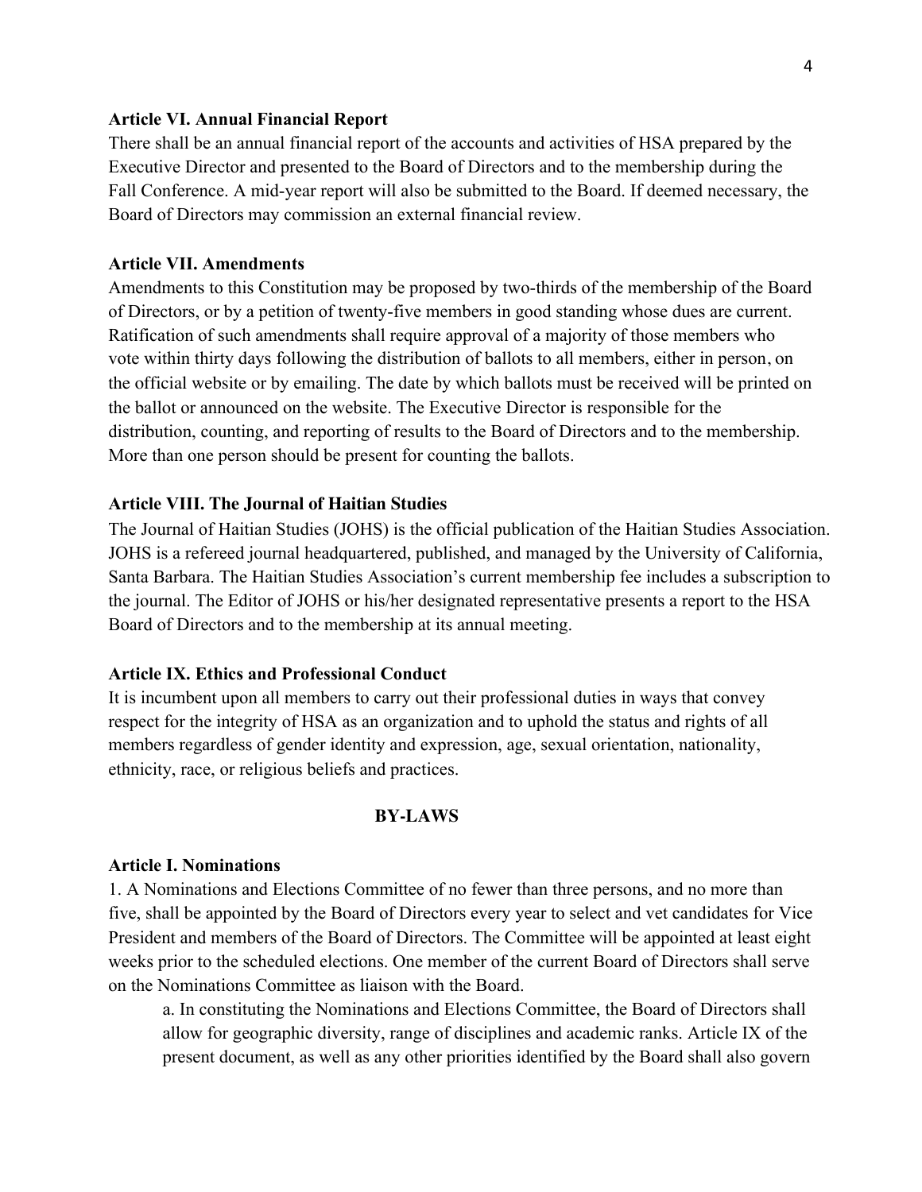### Article VI. Annual Financial Report

There shall be an annual financial report of the accounts and activities of HSA prepared by the Executive Director and presented to the Board of Directors and to the membership during the Fall Conference. A mid-year report will also be submitted to the Board. If deemed necessary, the Board of Directors may commission an external financial review.

### Article VII. Amendments

Amendments to this Constitution may be proposed by two-thirds of the membership of the Board of Directors, or by a petition of twenty-five members in good standing whose dues are current. Ratification of such amendments shall require approval of a majority of those members who vote within thirty days following the distribution of ballots to all members, either in person, on the official website or by emailing. The date by which ballots must be received will be printed on the ballot or announced on the website. The Executive Director is responsible for the distribution, counting, and reporting of results to the Board of Directors and to the membership. More than one person should be present for counting the ballots.

### Article VIII. The Journal of Haitian Studies

The Journal of Haitian Studies (JOHS) is the official publication of the Haitian Studies Association. JOHS is a refereed journal headquartered, published, and managed by the University of California, Santa Barbara. The Haitian Studies Association's current membership fee includes a subscription to the journal. The Editor of JOHS or his/her designated representative presents a report to the HSA Board of Directors and to the membership at its annual meeting.

### Article IX. Ethics and Professional Conduct

It is incumbent upon all members to carry out their professional duties in ways that convey respect for the integrity of HSA as an organization and to uphold the status and rights of all members regardless of gender identity and expression, age, sexual orientation, nationality, ethnicity, race, or religious beliefs and practices.

## BY-LAWS

### Article I. Nominations

1. A Nominations and Elections Committee of no fewer than three persons, and no more than five, shall be appointed by the Board of Directors every year to select and vet candidates for Vice President and members of the Board of Directors. The Committee will be appointed at least eight weeks prior to the scheduled elections. One member of the current Board of Directors shall serve on the Nominations Committee as liaison with the Board.

    a. In constituting the Nominations and Elections Committee, the Board of Directors shall allow for geographic diversity, range of disciplines and academic ranks. Article IX of the present document, as well as any other priorities identified by the Board shall also govern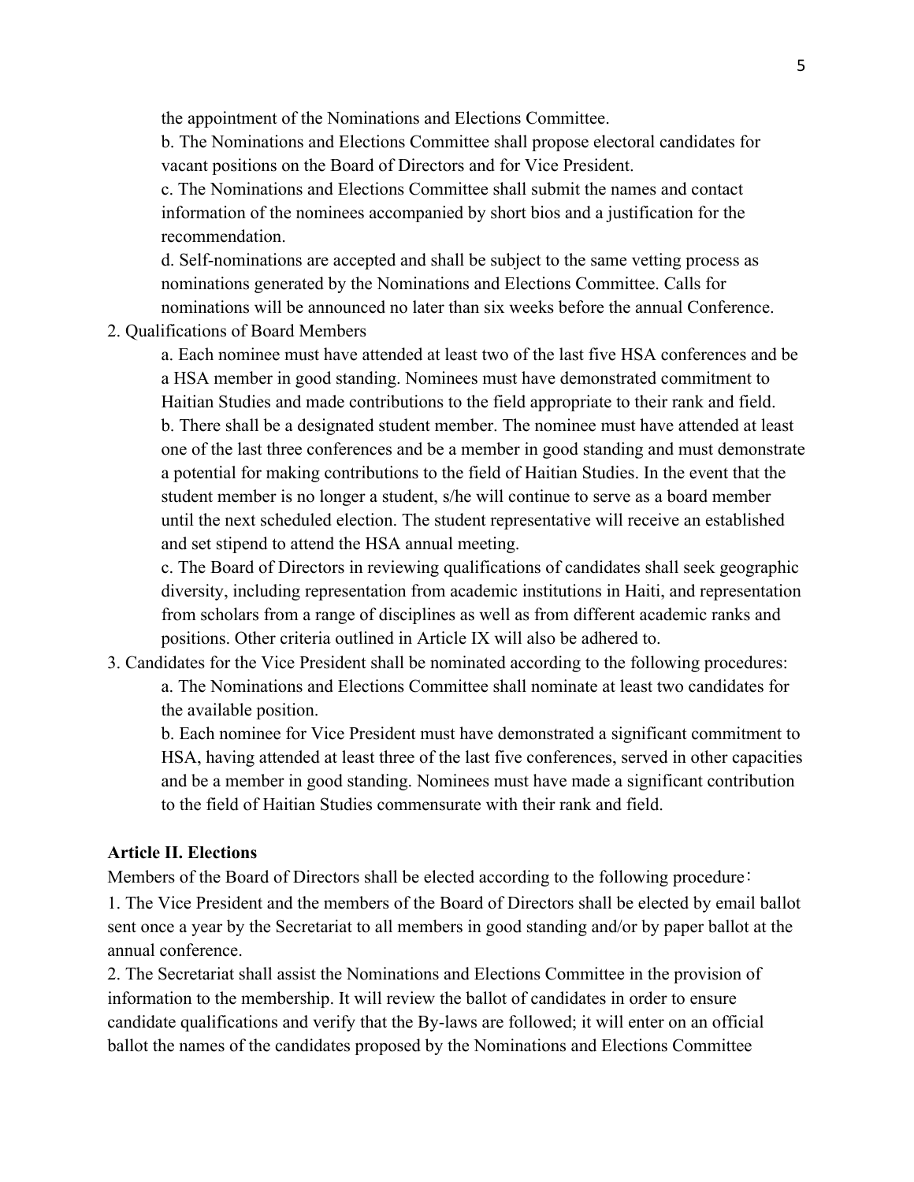the appointment of the Nominations and Elections Committee.

b. The Nominations and Elections Committee shall propose electoral candidates for vacant positions on the Board of Directors and for Vice President.

c. The Nominations and Elections Committee shall submit the names and contact information of the nominees accompanied by short bios and a justification for the recommendation.

d. Self-nominations are accepted and shall be subject to the same vetting process as nominations generated by the Nominations and Elections Committee. Calls for nominations will be announced no later than six weeks before the annual Conference.

2. Qualifications of Board Members

   a. Each nominee must have attended at least two of the last five HSA conferences and be a HSA member in good standing. Nominees must have demonstrated commitment to Haitian Studies and made contributions to the field appropriate to their rank and field.

   b. There shall be a designated student member. The nominee must have attended at least one of the last three conferences and be a member in good standing and must demonstrate a potential for making contributions to the field of Haitian Studies. In the event that the student member is no longer a student, s/he will continue to serve as a board member until the next scheduled election. The student representative will receive an established and set stipend to attend the HSA annual meeting.

   c. The Board of Directors in reviewing qualifications of candidates shall seek geographic diversity, including representation from academic institutions in Haiti, and representation from scholars from a range of disciplines as well as from different academic ranks and positions. Other criteria outlined in Article IX will also be adhered to.

3. Candidates for the Vice President shall be nominated according to the following procedures:

   a. The Nominations and Elections Committee shall nominate at least two candidates for the available position.

   b. Each nominee for Vice President must have demonstrated a significant commitment to HSA, having attended at least three of the last five conferences, served in other capacities and be a member in good standing. Nominees must have made a significant contribution to the field of Haitian Studies commensurate with their rank and field.

**Article II. Elections**

Members of the Board of Directors shall be elected according to the following procedure：

1. The Vice President and the members of the Board of Directors shall be elected by email ballot sent once a year by the Secretariat to all members in good standing and/or by paper ballot at the annual conference.

2. The Secretariat shall assist the Nominations and Elections Committee in the provision of information to the membership. It will review the ballot of candidates in order to ensure candidate qualifications and verify that the By-laws are followed; it will enter on an official ballot the names of the candidates proposed by the Nominations and Elections Committee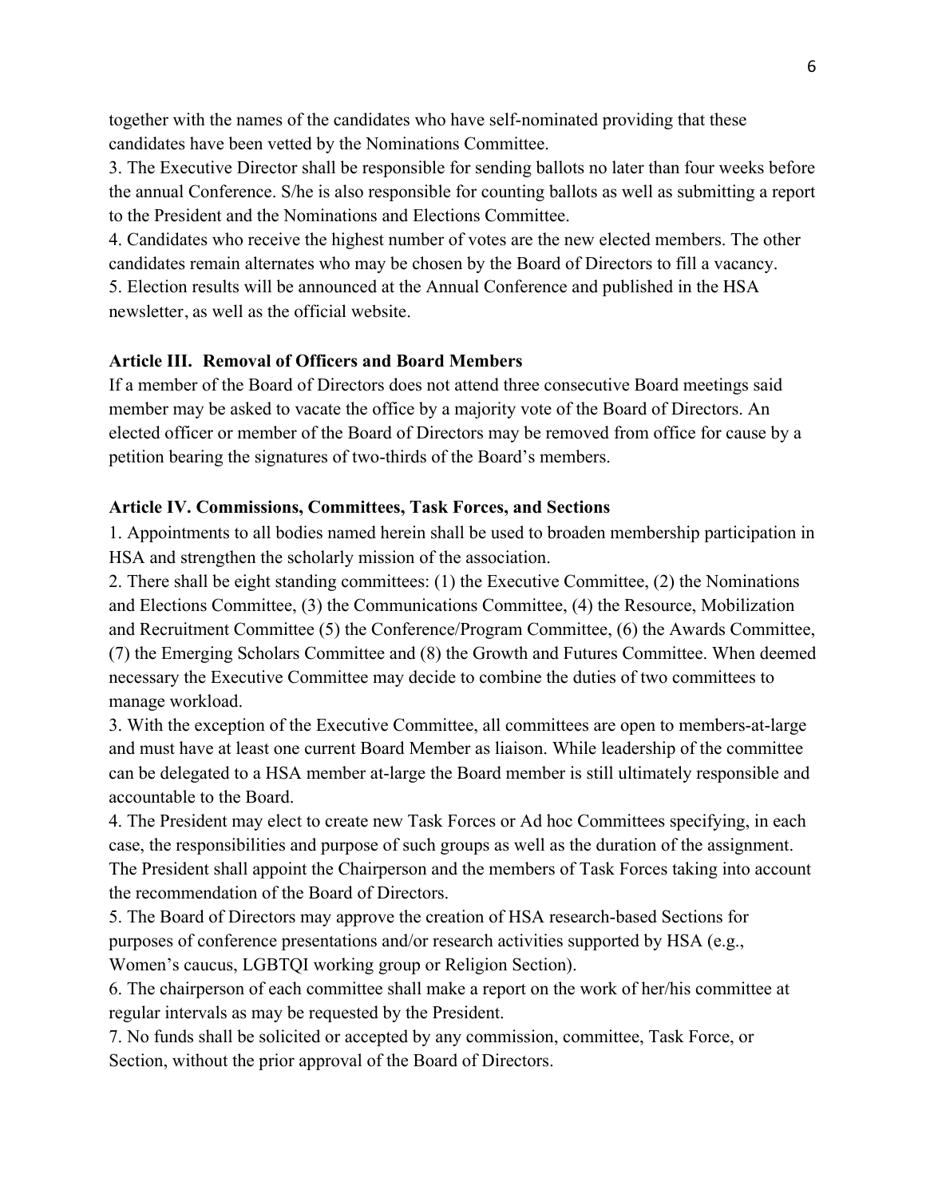together with the names of the candidates who have self-nominated providing that these candidates have been vetted by the Nominations Committee.

3. The Executive Director shall be responsible for sending ballots no later than four weeks before the annual Conference. S/he is also responsible for counting ballots as well as submitting a report to the President and the Nominations and Elections Committee.

4. Candidates who receive the highest number of votes are the new elected members. The other candidates remain alternates who may be chosen by the Board of Directors to fill a vacancy.

5. Election results will be announced at the Annual Conference and published in the HSA newsletter, as well as the official website.

**Article III. Removal of Officers and Board Members**

If a member of the Board of Directors does not attend three consecutive Board meetings said member may be asked to vacate the office by a majority vote of the Board of Directors. An elected officer or member of the Board of Directors may be removed from office for cause by a petition bearing the signatures of two-thirds of the Board's members.

**Article IV. Commissions, Committees, Task Forces, and Sections**

1. Appointments to all bodies named herein shall be used to broaden membership participation in HSA and strengthen the scholarly mission of the association.

2. There shall be eight standing committees: (1) the Executive Committee, (2) the Nominations and Elections Committee, (3) the Communications Committee, (4) the Resource, Mobilization and Recruitment Committee (5) the Conference/Program Committee, (6) the Awards Committee, (7) the Emerging Scholars Committee and (8) the Growth and Futures Committee. When deemed necessary the Executive Committee may decide to combine the duties of two committees to manage workload.

3. With the exception of the Executive Committee, all committees are open to members-at-large and must have at least one current Board Member as liaison. While leadership of the committee can be delegated to a HSA member at-large the Board member is still ultimately responsible and accountable to the Board.

4. The President may elect to create new Task Forces or Ad hoc Committees specifying, in each case, the responsibilities and purpose of such groups as well as the duration of the assignment. The President shall appoint the Chairperson and the members of Task Forces taking into account the recommendation of the Board of Directors.

5. The Board of Directors may approve the creation of HSA research-based Sections for purposes of conference presentations and/or research activities supported by HSA (e.g., Women's caucus, LGBTQI working group or Religion Section).

6. The chairperson of each committee shall make a report on the work of her/his committee at regular intervals as may be requested by the President.

7. No funds shall be solicited or accepted by any commission, committee, Task Force, or Section, without the prior approval of the Board of Directors.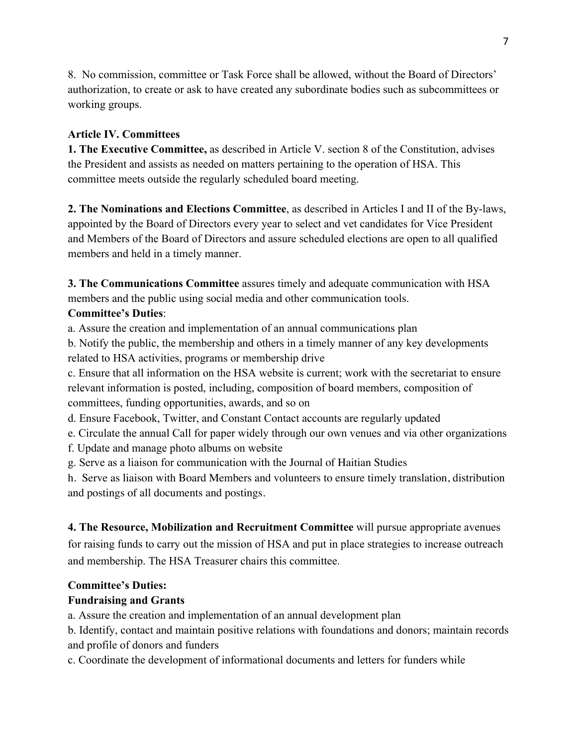8. No commission, committee or Task Force shall be allowed, without the Board of Directors' authorization, to create or ask to have created any subordinate bodies such as subcommittees or working groups.

**Article IV. Committees**

**1. The Executive Committee,** as described in Article V. section 8 of the Constitution, advises the President and assists as needed on matters pertaining to the operation of HSA. This committee meets outside the regularly scheduled board meeting.

**2. The Nominations and Elections Committee**, as described in Articles I and II of the By-laws, appointed by the Board of Directors every year to select and vet candidates for Vice President and Members of the Board of Directors and assure scheduled elections are open to all qualified members and held in a timely manner.

**3. The Communications Committee** assures timely and adequate communication with HSA members and the public using social media and other communication tools.

**Committee's Duties**:

a. Assure the creation and implementation of an annual communications plan

b. Notify the public, the membership and others in a timely manner of any key developments related to HSA activities, programs or membership drive

c. Ensure that all information on the HSA website is current; work with the secretariat to ensure relevant information is posted, including, composition of board members, composition of committees, funding opportunities, awards, and so on

d. Ensure Facebook, Twitter, and Constant Contact accounts are regularly updated

e. Circulate the annual Call for paper widely through our own venues and via other organizations

f. Update and manage photo albums on website

g. Serve as a liaison for communication with the Journal of Haitian Studies

h. Serve as liaison with Board Members and volunteers to ensure timely translation, distribution and postings of all documents and postings.

**4. The Resource, Mobilization and Recruitment Committee** will pursue appropriate avenues for raising funds to carry out the mission of HSA and put in place strategies to increase outreach and membership. The HSA Treasurer chairs this committee.

**Committee's Duties:**

**Fundraising and Grants**

a. Assure the creation and implementation of an annual development plan

b. Identify, contact and maintain positive relations with foundations and donors; maintain records and profile of donors and funders

c. Coordinate the development of informational documents and letters for funders while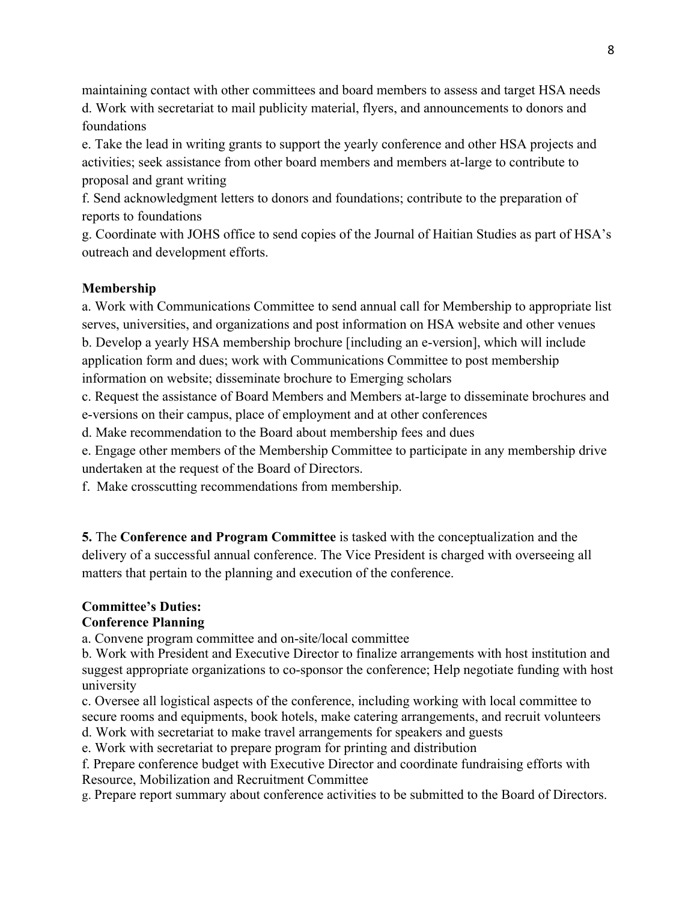maintaining contact with other committees and board members to assess and target HSA needs

d. Work with secretariat to mail publicity material, flyers, and announcements to donors and foundations

e. Take the lead in writing grants to support the yearly conference and other HSA projects and activities; seek assistance from other board members and members at-large to contribute to proposal and grant writing

f. Send acknowledgment letters to donors and foundations; contribute to the preparation of reports to foundations

g. Coordinate with JOHS office to send copies of the Journal of Haitian Studies as part of HSA's outreach and development efforts.

**Membership**

a. Work with Communications Committee to send annual call for Membership to appropriate list serves, universities, and organizations and post information on HSA website and other venues

b. Develop a yearly HSA membership brochure [including an e-version], which will include application form and dues; work with Communications Committee to post membership information on website; disseminate brochure to Emerging scholars

c. Request the assistance of Board Members and Members at-large to disseminate brochures and e-versions on their campus, place of employment and at other conferences

d. Make recommendation to the Board about membership fees and dues

e. Engage other members of the Membership Committee to participate in any membership drive undertaken at the request of the Board of Directors.

f. Make crosscutting recommendations from membership.

**5.** The **Conference and Program Committee** is tasked with the conceptualization and the delivery of a successful annual conference. The Vice President is charged with overseeing all matters that pertain to the planning and execution of the conference.

**Committee's Duties:**

**Conference Planning**

a. Convene program committee and on-site/local committee

b. Work with President and Executive Director to finalize arrangements with host institution and suggest appropriate organizations to co-sponsor the conference; Help negotiate funding with host university

c. Oversee all logistical aspects of the conference, including working with local committee to secure rooms and equipments, book hotels, make catering arrangements, and recruit volunteers

d. Work with secretariat to make travel arrangements for speakers and guests

e. Work with secretariat to prepare program for printing and distribution

f. Prepare conference budget with Executive Director and coordinate fundraising efforts with Resource, Mobilization and Recruitment Committee

g. Prepare report summary about conference activities to be submitted to the Board of Directors.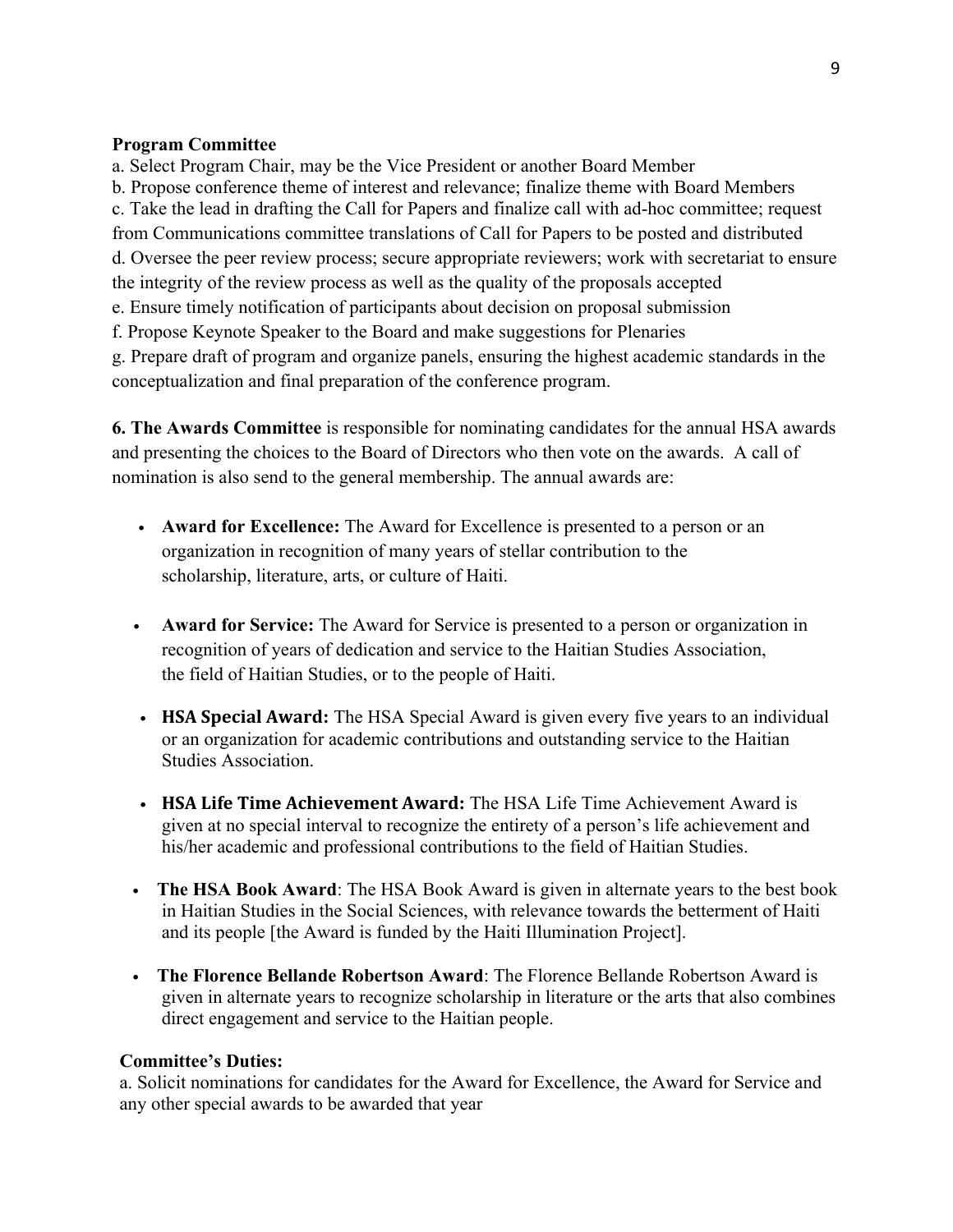**Program Committee**

a. Select Program Chair, may be the Vice President or another Board Member
b. Propose conference theme of interest and relevance; finalize theme with Board Members
c. Take the lead in drafting the Call for Papers and finalize call with ad-hoc committee; request from Communications committee translations of Call for Papers to be posted and distributed
d. Oversee the peer review process; secure appropriate reviewers; work with secretariat to ensure the integrity of the review process as well as the quality of the proposals accepted
e. Ensure timely notification of participants about decision on proposal submission
f. Propose Keynote Speaker to the Board and make suggestions for Plenaries
g. Prepare draft of program and organize panels, ensuring the highest academic standards in the conceptualization and final preparation of the conference program.

**6. The Awards Committee** is responsible for nominating candidates for the annual HSA awards and presenting the choices to the Board of Directors who then vote on the awards. A call of nomination is also send to the general membership. The annual awards are:

- **Award for Excellence:** The Award for Excellence is presented to a person or an organization in recognition of many years of stellar contribution to the scholarship, literature, arts, or culture of Haiti.

- **Award for Service:** The Award for Service is presented to a person or organization in recognition of years of dedication and service to the Haitian Studies Association, the field of Haitian Studies, or to the people of Haiti.

- **HSA Special Award:** The HSA Special Award is given every five years to an individual or an organization for academic contributions and outstanding service to the Haitian Studies Association.

- **HSA Life Time Achievement Award:** The HSA Life Time Achievement Award is given at no special interval to recognize the entirety of a person's life achievement and his/her academic and professional contributions to the field of Haitian Studies.

- **The HSA Book Award**: The HSA Book Award is given in alternate years to the best book in Haitian Studies in the Social Sciences, with relevance towards the betterment of Haiti and its people [the Award is funded by the Haiti Illumination Project].

- **The Florence Bellande Robertson Award**: The Florence Bellande Robertson Award is given in alternate years to recognize scholarship in literature or the arts that also combines direct engagement and service to the Haitian people.

**Committee's Duties:**

a. Solicit nominations for candidates for the Award for Excellence, the Award for Service and any other special awards to be awarded that year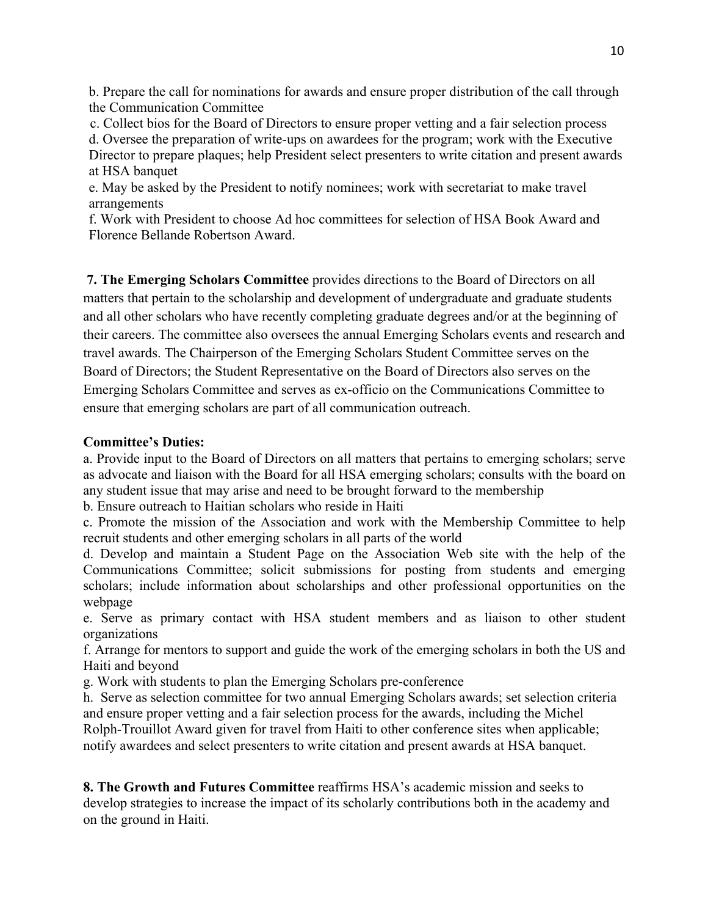b. Prepare the call for nominations for awards and ensure proper distribution of the call through the Communication Committee

c. Collect bios for the Board of Directors to ensure proper vetting and a fair selection process

d. Oversee the preparation of write-ups on awardees for the program; work with the Executive Director to prepare plaques; help President select presenters to write citation and present awards at HSA banquet

e. May be asked by the President to notify nominees; work with secretariat to make travel arrangements

f. Work with President to choose Ad hoc committees for selection of HSA Book Award and Florence Bellande Robertson Award.

**7. The Emerging Scholars Committee** provides directions to the Board of Directors on all matters that pertain to the scholarship and development of undergraduate and graduate students and all other scholars who have recently completing graduate degrees and/or at the beginning of their careers. The committee also oversees the annual Emerging Scholars events and research and travel awards. The Chairperson of the Emerging Scholars Student Committee serves on the Board of Directors; the Student Representative on the Board of Directors also serves on the Emerging Scholars Committee and serves as ex-officio on the Communications Committee to ensure that emerging scholars are part of all communication outreach.

**Committee's Duties:**

a. Provide input to the Board of Directors on all matters that pertains to emerging scholars; serve as advocate and liaison with the Board for all HSA emerging scholars; consults with the board on any student issue that may arise and need to be brought forward to the membership

b. Ensure outreach to Haitian scholars who reside in Haiti

c. Promote the mission of the Association and work with the Membership Committee to help recruit students and other emerging scholars in all parts of the world

d. Develop and maintain a Student Page on the Association Web site with the help of the Communications Committee; solicit submissions for posting from students and emerging scholars; include information about scholarships and other professional opportunities on the webpage

e. Serve as primary contact with HSA student members and as liaison to other student organizations

f. Arrange for mentors to support and guide the work of the emerging scholars in both the US and Haiti and beyond

g. Work with students to plan the Emerging Scholars pre-conference

h. Serve as selection committee for two annual Emerging Scholars awards; set selection criteria and ensure proper vetting and a fair selection process for the awards, including the Michel Rolph-Trouillot Award given for travel from Haiti to other conference sites when applicable; notify awardees and select presenters to write citation and present awards at HSA banquet.

**8. The Growth and Futures Committee** reaffirms HSA's academic mission and seeks to develop strategies to increase the impact of its scholarly contributions both in the academy and on the ground in Haiti.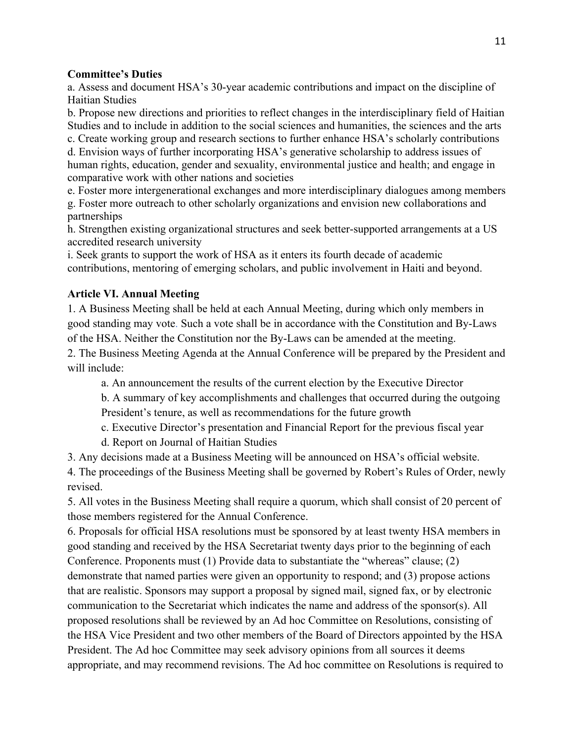**Committee's Duties**

a. Assess and document HSA's 30-year academic contributions and impact on the discipline of Haitian Studies

b. Propose new directions and priorities to reflect changes in the interdisciplinary field of Haitian Studies and to include in addition to the social sciences and humanities, the sciences and the arts

c. Create working group and research sections to further enhance HSA's scholarly contributions

d. Envision ways of further incorporating HSA's generative scholarship to address issues of human rights, education, gender and sexuality, environmental justice and health; and engage in comparative work with other nations and societies

e. Foster more intergenerational exchanges and more interdisciplinary dialogues among members

g. Foster more outreach to other scholarly organizations and envision new collaborations and partnerships

h. Strengthen existing organizational structures and seek better-supported arrangements at a US accredited research university

i. Seek grants to support the work of HSA as it enters its fourth decade of academic contributions, mentoring of emerging scholars, and public involvement in Haiti and beyond.

**Article VI. Annual Meeting**

1. A Business Meeting shall be held at each Annual Meeting, during which only members in good standing may vote. Such a vote shall be in accordance with the Constitution and By-Laws of the HSA. Neither the Constitution nor the By-Laws can be amended at the meeting.
2. The Business Meeting Agenda at the Annual Conference will be prepared by the President and will include:

    a. An announcement the results of the current election by the Executive Director

    b. A summary of key accomplishments and challenges that occurred during the outgoing President's tenure, as well as recommendations for the future growth

    c. Executive Director's presentation and Financial Report for the previous fiscal year

    d. Report on Journal of Haitian Studies

3. Any decisions made at a Business Meeting will be announced on HSA's official website.
4. The proceedings of the Business Meeting shall be governed by Robert's Rules of Order, newly revised.
5. All votes in the Business Meeting shall require a quorum, which shall consist of 20 percent of those members registered for the Annual Conference.
6. Proposals for official HSA resolutions must be sponsored by at least twenty HSA members in good standing and received by the HSA Secretariat twenty days prior to the beginning of each Conference. Proponents must (1) Provide data to substantiate the "whereas" clause; (2) demonstrate that named parties were given an opportunity to respond; and (3) propose actions that are realistic. Sponsors may support a proposal by signed mail, signed fax, or by electronic communication to the Secretariat which indicates the name and address of the sponsor(s). All proposed resolutions shall be reviewed by an Ad hoc Committee on Resolutions, consisting of the HSA Vice President and two other members of the Board of Directors appointed by the HSA President. The Ad hoc Committee may seek advisory opinions from all sources it deems appropriate, and may recommend revisions. The Ad hoc committee on Resolutions is required to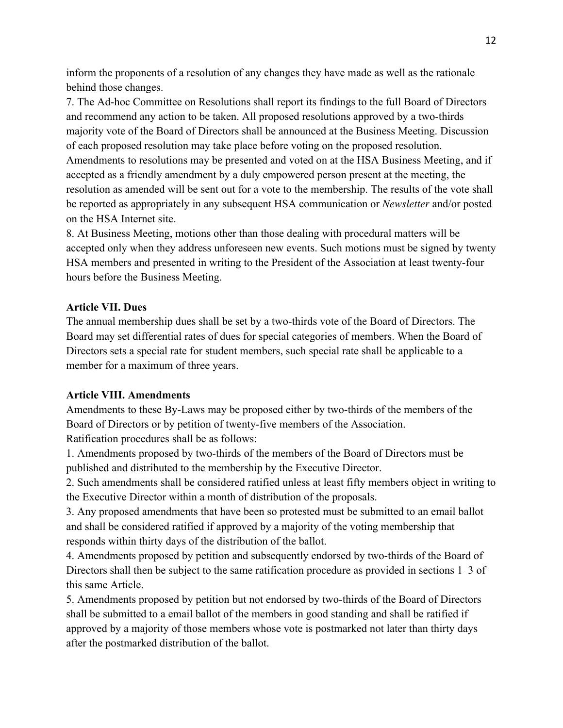inform the proponents of a resolution of any changes they have made as well as the rationale behind those changes.

7. The Ad-hoc Committee on Resolutions shall report its findings to the full Board of Directors and recommend any action to be taken. All proposed resolutions approved by a two-thirds majority vote of the Board of Directors shall be announced at the Business Meeting. Discussion of each proposed resolution may take place before voting on the proposed resolution. Amendments to resolutions may be presented and voted on at the HSA Business Meeting, and if accepted as a friendly amendment by a duly empowered person present at the meeting, the resolution as amended will be sent out for a vote to the membership. The results of the vote shall be reported as appropriately in any subsequent HSA communication or *Newsletter* and/or posted on the HSA Internet site.

8. At Business Meeting, motions other than those dealing with procedural matters will be accepted only when they address unforeseen new events. Such motions must be signed by twenty HSA members and presented in writing to the President of the Association at least twenty-four hours before the Business Meeting.

**Article VII. Dues**

The annual membership dues shall be set by a two-thirds vote of the Board of Directors. The Board may set differential rates of dues for special categories of members. When the Board of Directors sets a special rate for student members, such special rate shall be applicable to a member for a maximum of three years.

**Article VIII. Amendments**

Amendments to these By-Laws may be proposed either by two-thirds of the members of the Board of Directors or by petition of twenty-five members of the Association.

Ratification procedures shall be as follows:

1. Amendments proposed by two-thirds of the members of the Board of Directors must be published and distributed to the membership by the Executive Director.

2. Such amendments shall be considered ratified unless at least fifty members object in writing to the Executive Director within a month of distribution of the proposals.

3. Any proposed amendments that have been so protested must be submitted to an email ballot and shall be considered ratified if approved by a majority of the voting membership that responds within thirty days of the distribution of the ballot.

4. Amendments proposed by petition and subsequently endorsed by two-thirds of the Board of Directors shall then be subject to the same ratification procedure as provided in sections 1–3 of this same Article.

5. Amendments proposed by petition but not endorsed by two-thirds of the Board of Directors shall be submitted to a email ballot of the members in good standing and shall be ratified if approved by a majority of those members whose vote is postmarked not later than thirty days after the postmarked distribution of the ballot.